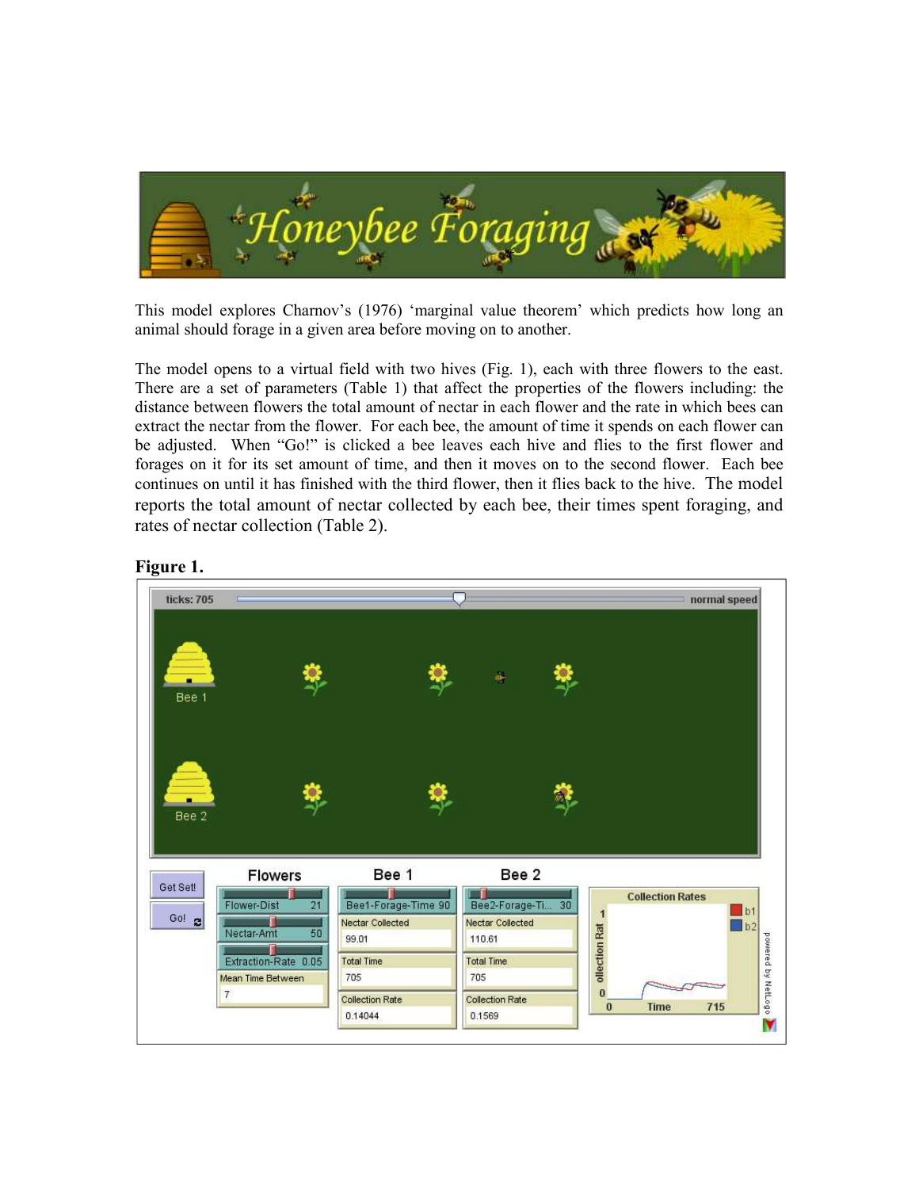# Honeybee Foraging

This model explores Charnov's (1976) 'marginal value theorem' which predicts how long an animal should forage in a given area before moving on to another.

The model opens to a virtual field with two hives (Fig. 1), each with three flowers to the east. There are a set of parameters (Table 1) that affect the properties of the flowers including: the distance between flowers the total amount of nectar in each flower and the rate in which bees can extract the nectar from the flower. For each bee, the amount of time it spends on each flower can be adjusted. When "Go!" is clicked a bee leaves each hive and flies to the first flower and forages on it for its set amount of time, and then it moves on to the second flower. Each bee continues on until it has finished with the third flower, then it flies back to the hive. The model reports the total amount of nectar collected by each bee, their times spent foraging, and rates of nectar collection (Table 2).

**Figure 1.**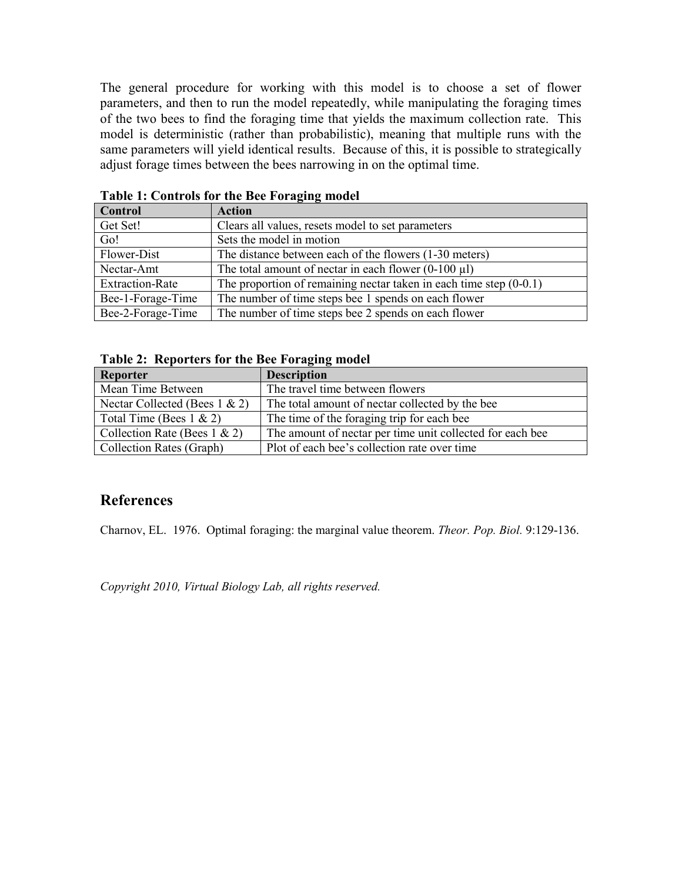The general procedure for working with this model is to choose a set of flower parameters, and then to run the model repeatedly, while manipulating the foraging times of the two bees to find the foraging time that yields the maximum collection rate. This model is deterministic (rather than probabilistic), meaning that multiple runs with the same parameters will yield identical results. Because of this, it is possible to strategically adjust forage times between the bees narrowing in on the optimal time.

**Table 1: Controls for the Bee Foraging model**

| Control | Action |
| --- | --- |
| Get Set! | Clears all values, resets model to set parameters |
| Go! | Sets the model in motion |
| Flower-Dist | The distance between each of the flowers (1-30 meters) |
| Nectar-Amt | The total amount of nectar in each flower (0-100 μl) |
| Extraction-Rate | The proportion of remaining nectar taken in each time step (0-0.1) |
| Bee-1-Forage-Time | The number of time steps bee 1 spends on each flower |
| Bee-2-Forage-Time | The number of time steps bee 2 spends on each flower |

**Table 2: Reporters for the Bee Foraging model**

| Reporter | Description |
| --- | --- |
| Mean Time Between | The travel time between flowers |
| Nectar Collected (Bees 1 & 2) | The total amount of nectar collected by the bee |
| Total Time (Bees 1 & 2) | The time of the foraging trip for each bee |
| Collection Rate (Bees 1 & 2) | The amount of nectar per time unit collected for each bee |
| Collection Rates (Graph) | Plot of each bee's collection rate over time |

## References

Charnov, EL. 1976. Optimal foraging: the marginal value theorem. *Theor. Pop. Biol.* 9:129-136.

*Copyright 2010, Virtual Biology Lab, all rights reserved.*